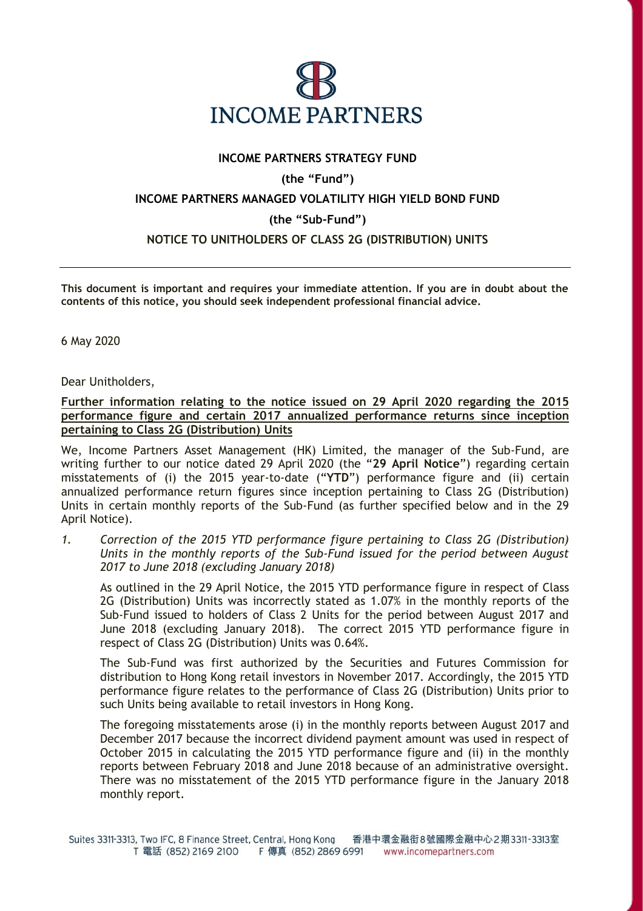**INCOME PARTNERS STRATEGY FUND**

**(the "Fund")**

**INCOME PARTNERS MANAGED VOLATILITY HIGH YIELD BOND FUND**

**(the "Sub-Fund")**

**NOTICE TO UNITHOLDERS OF CLASS 2G (DISTRIBUTION) UNITS**

---

**This document is important and requires your immediate attention. If you are in doubt about the contents of this notice, you should seek independent professional financial advice.**

6 May 2020

Dear Unitholders,

**Further information relating to the notice issued on 29 April 2020 regarding the 2015 performance figure and certain 2017 annualized performance returns since inception pertaining to Class 2G (Distribution) Units**

We, Income Partners Asset Management (HK) Limited, the manager of the Sub-Fund, are writing further to our notice dated 29 April 2020 (the "**29 April Notice**") regarding certain misstatements of (i) the 2015 year-to-date ("**YTD**") performance figure and (ii) certain annualized performance return figures since inception pertaining to Class 2G (Distribution) Units in certain monthly reports of the Sub-Fund (as further specified below and in the 29 April Notice).

1. *Correction of the 2015 YTD performance figure pertaining to Class 2G (Distribution) Units in the monthly reports of the Sub-Fund issued for the period between August 2017 to June 2018 (excluding January 2018)*

   As outlined in the 29 April Notice, the 2015 YTD performance figure in respect of Class 2G (Distribution) Units was incorrectly stated as 1.07% in the monthly reports of the Sub-Fund issued to holders of Class 2 Units for the period between August 2017 and June 2018 (excluding January 2018). The correct 2015 YTD performance figure in respect of Class 2G (Distribution) Units was 0.64%.

   The Sub-Fund was first authorized by the Securities and Futures Commission for distribution to Hong Kong retail investors in November 2017. Accordingly, the 2015 YTD performance figure relates to the performance of Class 2G (Distribution) Units prior to such Units being available to retail investors in Hong Kong.

   The foregoing misstatements arose (i) in the monthly reports between August 2017 and December 2017 because the incorrect dividend payment amount was used in respect of October 2015 in calculating the 2015 YTD performance figure and (ii) in the monthly reports between February 2018 and June 2018 because of an administrative oversight. There was no misstatement of the 2015 YTD performance figure in the January 2018 monthly report.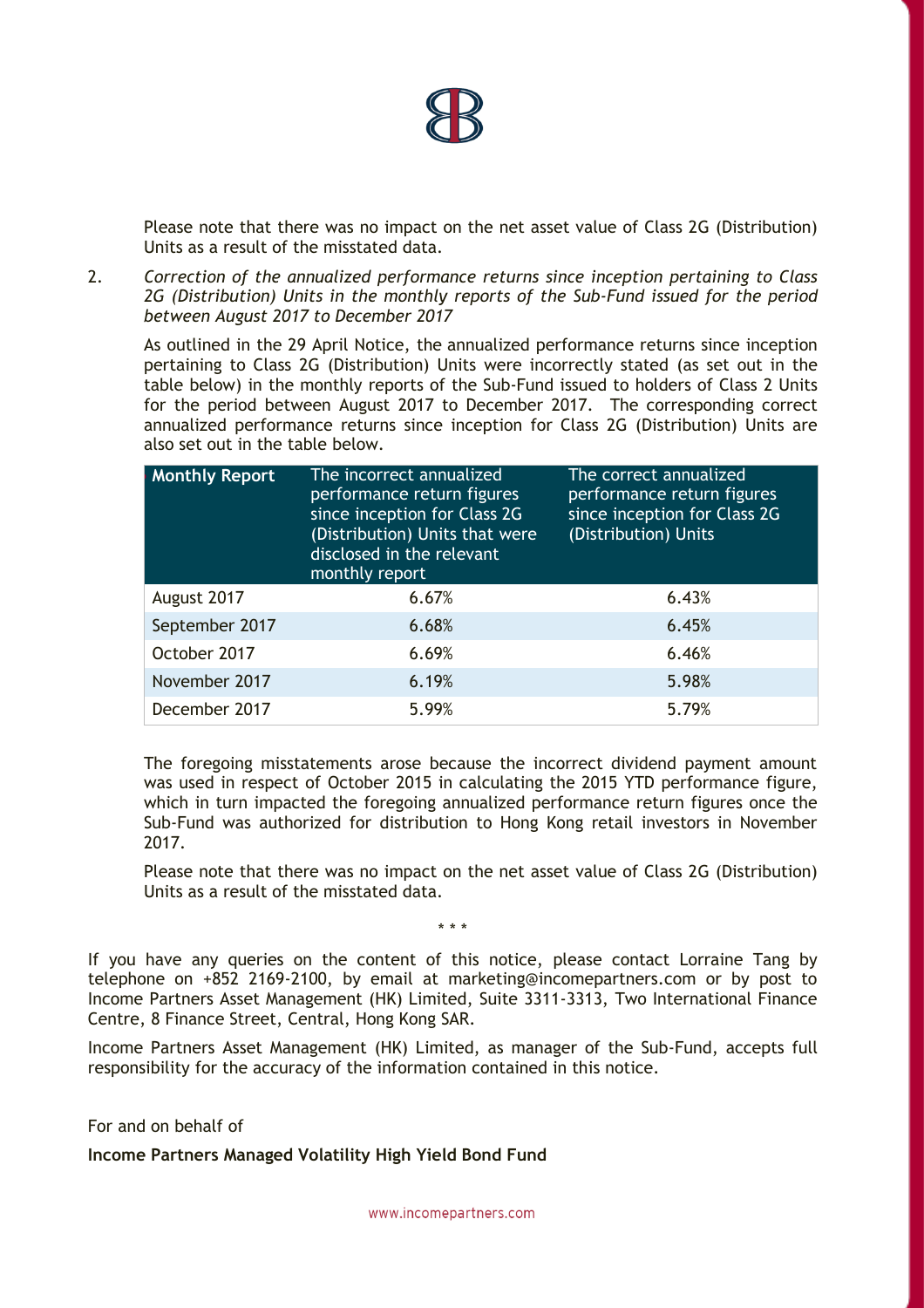Please note that there was no impact on the net asset value of Class 2G (Distribution) Units as a result of the misstated data.

2. *Correction of the annualized performance returns since inception pertaining to Class 2G (Distribution) Units in the monthly reports of the Sub-Fund issued for the period between August 2017 to December 2017*

   As outlined in the 29 April Notice, the annualized performance returns since inception pertaining to Class 2G (Distribution) Units were incorrectly stated (as set out in the table below) in the monthly reports of the Sub-Fund issued to holders of Class 2 Units for the period between August 2017 to December 2017. The corresponding correct annualized performance returns since inception for Class 2G (Distribution) Units are also set out in the table below.

| Monthly Report | The incorrect annualized performance return figures since inception for Class 2G (Distribution) Units that were disclosed in the relevant monthly report | The correct annualized performance return figures since inception for Class 2G (Distribution) Units |
|---|---|---|
| August 2017 | 6.67% | 6.43% |
| September 2017 | 6.68% | 6.45% |
| October 2017 | 6.69% | 6.46% |
| November 2017 | 6.19% | 5.98% |
| December 2017 | 5.99% | 5.79% |

   The foregoing misstatements arose because the incorrect dividend payment amount was used in respect of October 2015 in calculating the 2015 YTD performance figure, which in turn impacted the foregoing annualized performance return figures once the Sub-Fund was authorized for distribution to Hong Kong retail investors in November 2017.

   Please note that there was no impact on the net asset value of Class 2G (Distribution) Units as a result of the misstated data.

\* \* \*

If you have any queries on the content of this notice, please contact Lorraine Tang by telephone on +852 2169-2100, by email at marketing@incomepartners.com or by post to Income Partners Asset Management (HK) Limited, Suite 3311-3313, Two International Finance Centre, 8 Finance Street, Central, Hong Kong SAR.

Income Partners Asset Management (HK) Limited, as manager of the Sub-Fund, accepts full responsibility for the accuracy of the information contained in this notice.

For and on behalf of

**Income Partners Managed Volatility High Yield Bond Fund**